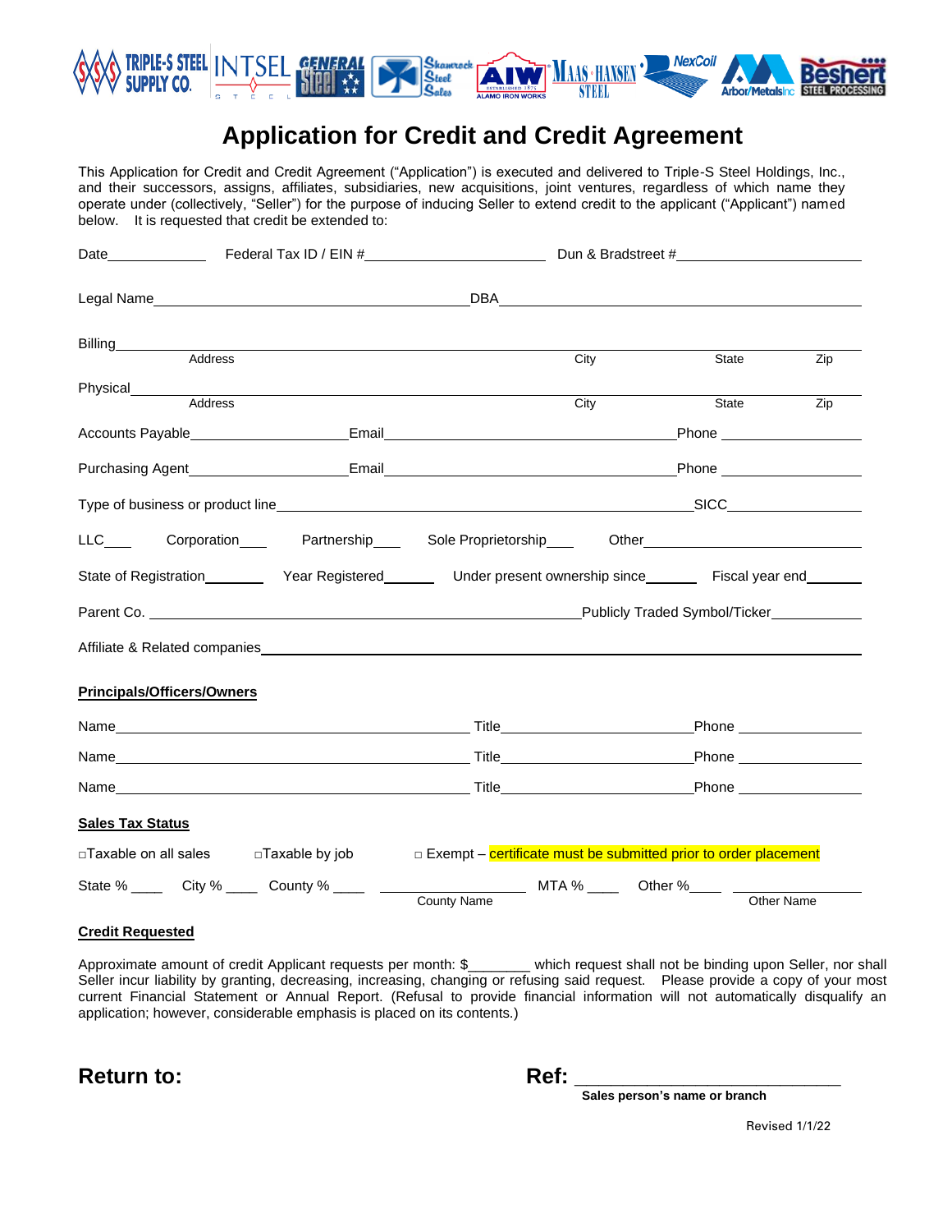TRIPLE-S STEEL SUPPLY CO. | INTSEL STEEL | GENERAL Steel | Shamrock Steel Sales | AIW ALAMO IRON WORKS | MAAS-HANSEN STEEL | NexCoil | Arbor/Metals Inc | Beshert STEEL PROCESSING

# Application for Credit and Credit Agreement

This Application for Credit and Credit Agreement ("Application") is executed and delivered to Triple-S Steel Holdings, Inc., and their successors, assigns, affiliates, subsidiaries, new acquisitions, joint ventures, regardless of which name they operate under (collectively, "Seller") for the purpose of inducing Seller to extend credit to the applicant ("Applicant") named below. It is requested that credit be extended to:

Date____________ Federal Tax ID / EIN #______________________ Dun & Bradstreet #____________________

Legal Name_________________________________________ DBA_________________________________________

Billing____________________________________________________________________________________
Address City State Zip

Physical___________________________________________________________________________________
Address City State Zip

Accounts Payable____________________Email_____________________________________Phone __________________

Purchasing Agent____________________Email_____________________________________Phone __________________

Type of business or product line_____________________________________________________SICC______________

LLC___ Corporation___ Partnership___ Sole Proprietorship___ Other______________________

State of Registration________ Year Registered_______ Under present ownership since_______ Fiscal year end_______

Parent Co. _______________________________________________________Publicly Traded Symbol/Ticker___________

Affiliate & Related companies___________________________________________________________________________

**Principals/Officers/Owners**

Name_____________________________________________ Title_______________________Phone ________________

Name_____________________________________________ Title_______________________Phone ________________

Name_____________________________________________ Title_______________________Phone ________________

**Sales Tax Status**

□Taxable on all sales □Taxable by job □ Exempt – certificate must be submitted prior to order placement

State % ____ City % ____ County % ____ ________________ MTA % ____ Other %____ ________________
County Name Other Name

**Credit Requested**

Approximate amount of credit Applicant requests per month: $________ which request shall not be binding upon Seller, nor shall Seller incur liability by granting, decreasing, increasing, changing or refusing said request. Please provide a copy of your most current Financial Statement or Annual Report. (Refusal to provide financial information will not automatically disqualify an application; however, considerable emphasis is placed on its contents.)

## Return to:

## Ref: ______________________________

**Sales person's name or branch**

Revised 1/1/22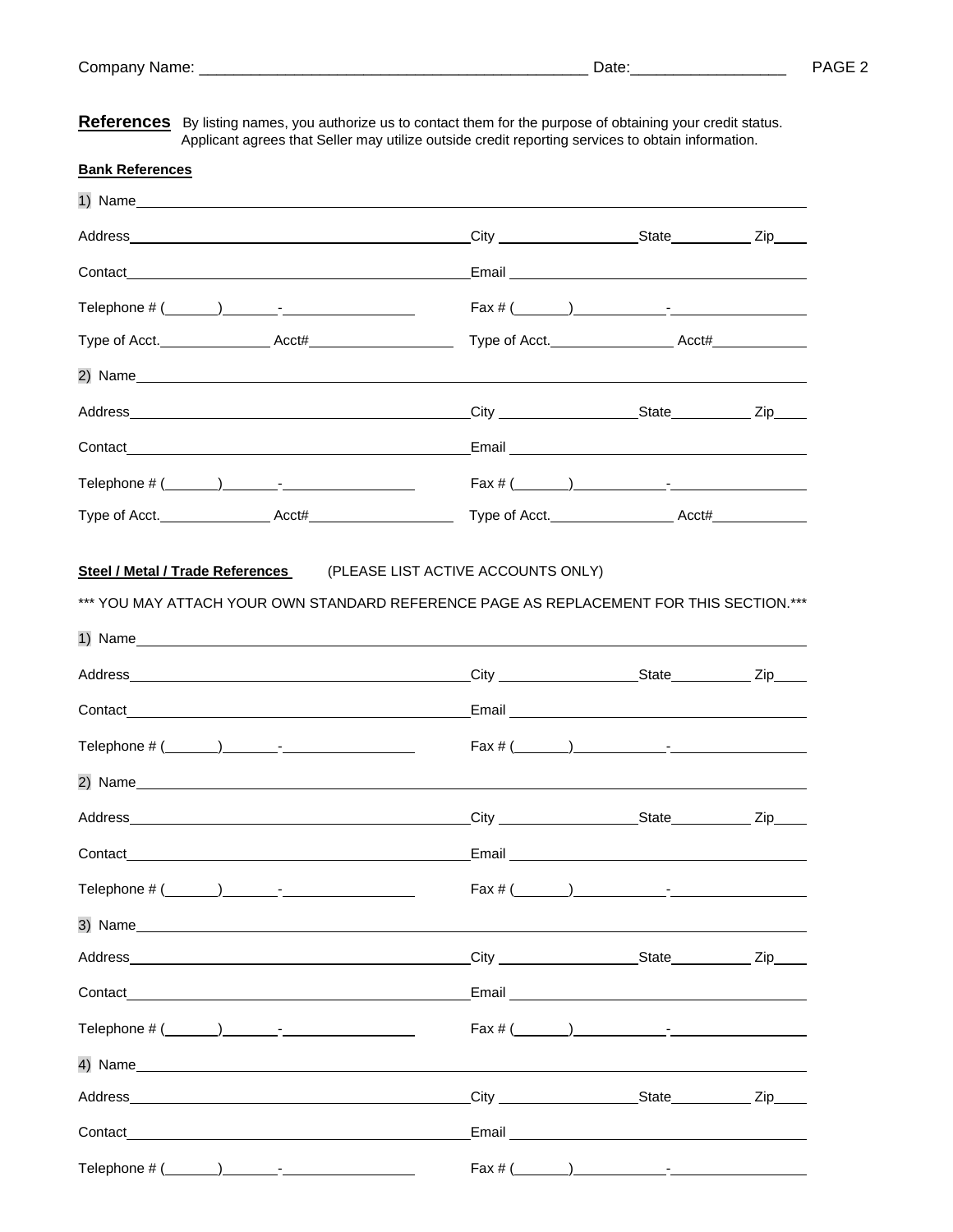Company Name: ____________________________________________ Date:_________________

**References** By listing names, you authorize us to contact them for the purpose of obtaining your credit status. Applicant agrees that Seller may utilize outside credit reporting services to obtain information.

**Bank References**

1) Name________________________________________________________________________

Address___________________________________ City _______________ State__________ Zip____

Contact___________________________________ Email ___________________________________

Telephone # (_______)_______-________________ Fax # (_______)___________-________________

Type of Acct.______________ Acct#__________________ Type of Acct.________________ Acct#____________

2) Name________________________________________________________________________

Address___________________________________ City _______________ State__________ Zip____

Contact___________________________________ Email ___________________________________

Telephone # (_______)_______-________________ Fax # (_______)___________-________________

Type of Acct.______________ Acct#__________________ Type of Acct.________________ Acct#____________

**Steel / Metal / Trade References** (PLEASE LIST ACTIVE ACCOUNTS ONLY)

*** YOU MAY ATTACH YOUR OWN STANDARD REFERENCE PAGE AS REPLACEMENT FOR THIS SECTION.***

1) Name________________________________________________________________________

Address___________________________________ City _______________ State__________ Zip____

Contact___________________________________ Email ___________________________________

Telephone # (_______)_______-________________ Fax # (_______)___________-________________

2) Name________________________________________________________________________

Address___________________________________ City _______________ State__________ Zip____

Contact___________________________________ Email ___________________________________

Telephone # (_______)_______-________________ Fax # (_______)___________-________________

3) Name________________________________________________________________________

Address___________________________________ City _______________ State__________ Zip____

Contact___________________________________ Email ___________________________________

Telephone # (_______)_______-________________ Fax # (_______)___________-________________

4) Name________________________________________________________________________

Address___________________________________ City _______________ State__________ Zip____

Contact___________________________________ Email ___________________________________

Telephone # (_______)_______-________________ Fax # (_______)___________-________________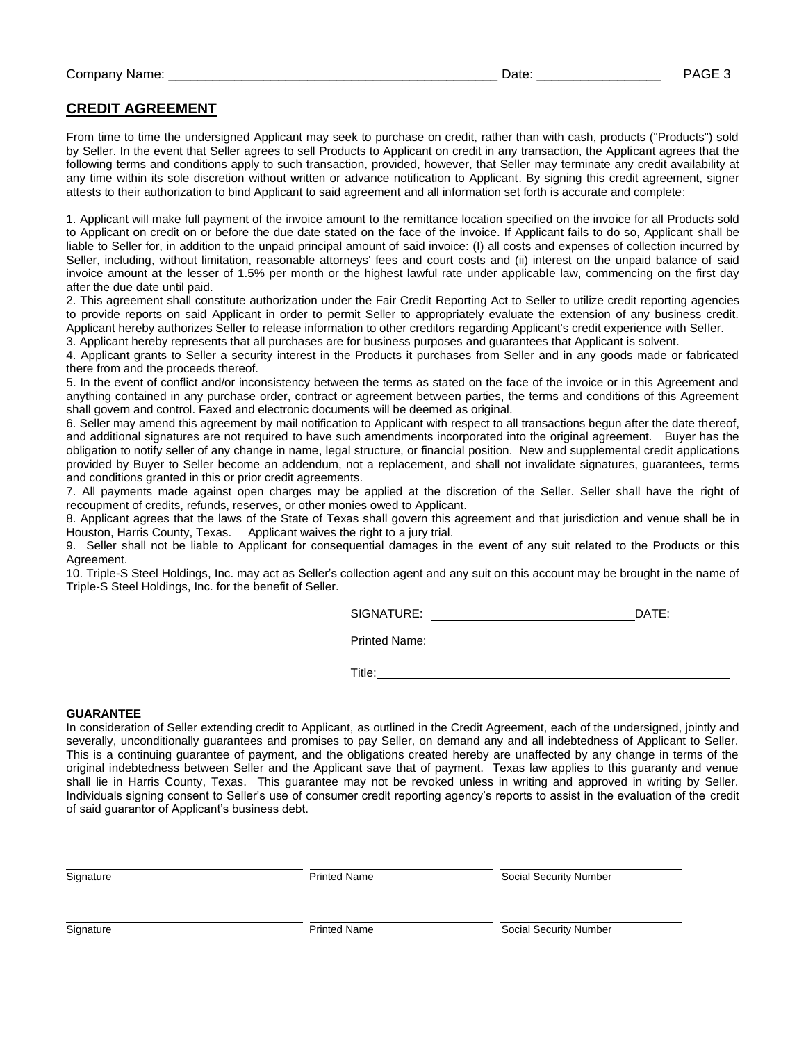Company Name: ____________________________________________ Date: ________________

## CREDIT AGREEMENT

From time to time the undersigned Applicant may seek to purchase on credit, rather than with cash, products ("Products") sold by Seller. In the event that Seller agrees to sell Products to Applicant on credit in any transaction, the Applicant agrees that the following terms and conditions apply to such transaction, provided, however, that Seller may terminate any credit availability at any time within its sole discretion without written or advance notification to Applicant. By signing this credit agreement, signer attests to their authorization to bind Applicant to said agreement and all information set forth is accurate and complete:

1. Applicant will make full payment of the invoice amount to the remittance location specified on the invoice for all Products sold to Applicant on credit on or before the due date stated on the face of the invoice. If Applicant fails to do so, Applicant shall be liable to Seller for, in addition to the unpaid principal amount of said invoice: (I) all costs and expenses of collection incurred by Seller, including, without limitation, reasonable attorneys' fees and court costs and (ii) interest on the unpaid balance of said invoice amount at the lesser of 1.5% per month or the highest lawful rate under applicable law, commencing on the first day after the due date until paid.
2. This agreement shall constitute authorization under the Fair Credit Reporting Act to Seller to utilize credit reporting agencies to provide reports on said Applicant in order to permit Seller to appropriately evaluate the extension of any business credit. Applicant hereby authorizes Seller to release information to other creditors regarding Applicant's credit experience with Seller.
3. Applicant hereby represents that all purchases are for business purposes and guarantees that Applicant is solvent.
4. Applicant grants to Seller a security interest in the Products it purchases from Seller and in any goods made or fabricated there from and the proceeds thereof.
5. In the event of conflict and/or inconsistency between the terms as stated on the face of the invoice or in this Agreement and anything contained in any purchase order, contract or agreement between parties, the terms and conditions of this Agreement shall govern and control. Faxed and electronic documents will be deemed as original.
6. Seller may amend this agreement by mail notification to Applicant with respect to all transactions begun after the date thereof, and additional signatures are not required to have such amendments incorporated into the original agreement. Buyer has the obligation to notify seller of any change in name, legal structure, or financial position. New and supplemental credit applications provided by Buyer to Seller become an addendum, not a replacement, and shall not invalidate signatures, guarantees, terms and conditions granted in this or prior credit agreements.
7. All payments made against open charges may be applied at the discretion of the Seller. Seller shall have the right of recoupment of credits, refunds, reserves, or other monies owed to Applicant.
8. Applicant agrees that the laws of the State of Texas shall govern this agreement and that jurisdiction and venue shall be in Houston, Harris County, Texas. Applicant waives the right to a jury trial.
9. Seller shall not be liable to Applicant for consequential damages in the event of any suit related to the Products or this Agreement.
10. Triple-S Steel Holdings, Inc. may act as Seller's collection agent and any suit on this account may be brought in the name of Triple-S Steel Holdings, Inc. for the benefit of Seller.

SIGNATURE: ______________________________ DATE: __________

Printed Name: ______________________________________________

Title: ______________________________________________________

**GUARANTEE**

In consideration of Seller extending credit to Applicant, as outlined in the Credit Agreement, each of the undersigned, jointly and severally, unconditionally guarantees and promises to pay Seller, on demand any and all indebtedness of Applicant to Seller. This is a continuing guarantee of payment, and the obligations created hereby are unaffected by any change in terms of the original indebtedness between Seller and the Applicant save that of payment. Texas law applies to this guaranty and venue shall lie in Harris County, Texas. This guarantee may not be revoked unless in writing and approved in writing by Seller. Individuals signing consent to Seller's use of consumer credit reporting agency's reports to assist in the evaluation of the credit of said guarantor of Applicant's business debt.

| Signature | Printed Name | Social Security Number |
|---|---|---|
| | | |

| Signature | Printed Name | Social Security Number |
|---|---|---|
| | | |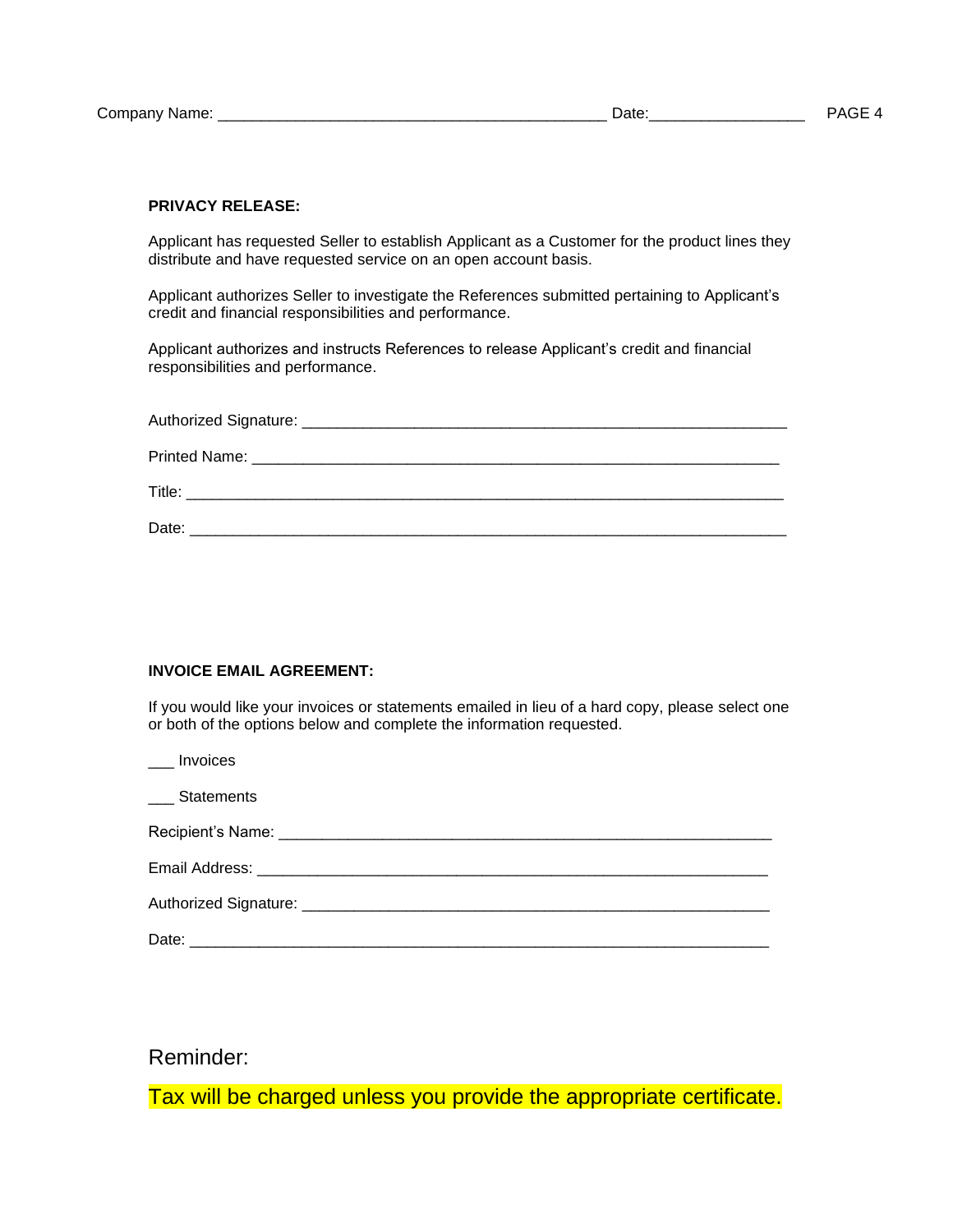Company Name: ______________________________________________ Date:__________________

**PRIVACY RELEASE:**

Applicant has requested Seller to establish Applicant as a Customer for the product lines they distribute and have requested service on an open account basis.

Applicant authorizes Seller to investigate the References submitted pertaining to Applicant's credit and financial responsibilities and performance.

Applicant authorizes and instructs References to release Applicant's credit and financial responsibilities and performance.

Authorized Signature: ___________________________________________________________

Printed Name: _________________________________________________________________

Title: ________________________________________________________________________

Date: ________________________________________________________________________

**INVOICE EMAIL AGREEMENT:**

If you would like your invoices or statements emailed in lieu of a hard copy, please select one or both of the options below and complete the information requested.

___ Invoices

___ Statements

Recipient's Name: _____________________________________________________________

Email Address: ________________________________________________________________

Authorized Signature: ___________________________________________________________

Date: ________________________________________________________________________

Reminder:

Tax will be charged unless you provide the appropriate certificate.